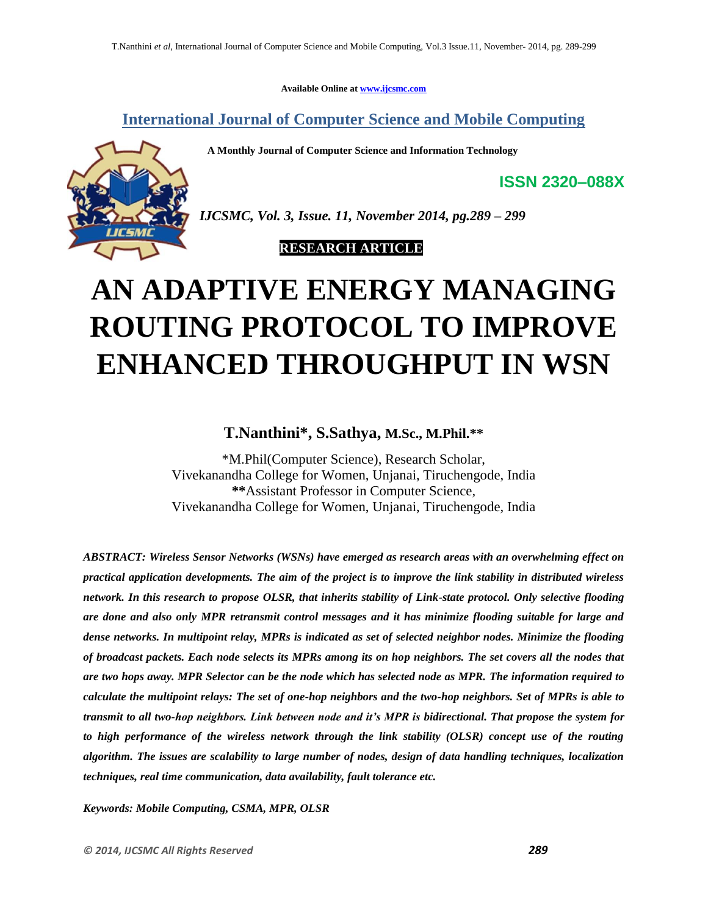Available Online at www.ijcsmc.com

# International Journal of Computer Science and Mobile Computing

**A Monthly Journal of Computer Science and Information Technology**

**ISSN 2320–088X**

*IJCSMC, Vol. 3, Issue. 11, November 2014, pg.289 – 299*

**RESEARCH ARTICLE**

# AN ADAPTIVE ENERGY MANAGING ROUTING PROTOCOL TO IMPROVE ENHANCED THROUGHPUT IN WSN

**T.Nanthini\*, S.Sathya, M.Sc., M.Phil.\*\***

\*M.Phil(Computer Science), Research Scholar,
Vivekanandha College for Women, Unjanai, Tiruchengode, India
**\*\***Assistant Professor in Computer Science,
Vivekanandha College for Women, Unjanai, Tiruchengode, India

***ABSTRACT: Wireless Sensor Networks (WSNs) have emerged as research areas with an overwhelming effect on practical application developments. The aim of the project is to improve the link stability in distributed wireless network. In this research to propose OLSR, that inherits stability of Link-state protocol. Only selective flooding are done and also only MPR retransmit control messages and it has minimize flooding suitable for large and dense networks. In multipoint relay, MPRs is indicated as set of selected neighbor nodes. Minimize the flooding of broadcast packets. Each node selects its MPRs among its on hop neighbors. The set covers all the nodes that are two hops away. MPR Selector can be the node which has selected node as MPR. The information required to calculate the multipoint relays: The set of one-hop neighbors and the two-hop neighbors. Set of MPRs is able to transmit to all two-hop neighbors. Link between node and it's MPR is bidirectional. That propose the system for to high performance of the wireless network through the link stability (OLSR) concept use of the routing algorithm. The issues are scalability to large number of nodes, design of data handling techniques, localization techniques, real time communication, data availability, fault tolerance etc.***

***Keywords: Mobile Computing, CSMA, MPR, OLSR***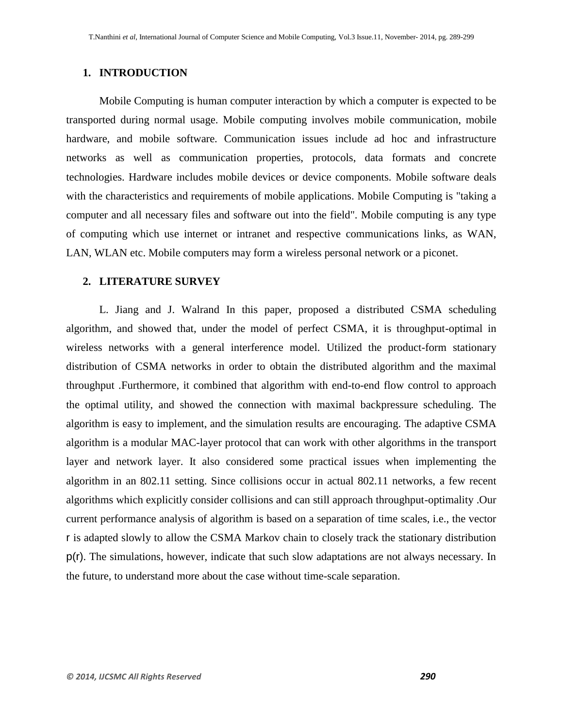## 1. INTRODUCTION

Mobile Computing is human computer interaction by which a computer is expected to be transported during normal usage. Mobile computing involves mobile communication, mobile hardware, and mobile software. Communication issues include ad hoc and infrastructure networks as well as communication properties, protocols, data formats and concrete technologies. Hardware includes mobile devices or device components. Mobile software deals with the characteristics and requirements of mobile applications. Mobile Computing is "taking a computer and all necessary files and software out into the field". Mobile computing is any type of computing which use internet or intranet and respective communications links, as WAN, LAN, WLAN etc. Mobile computers may form a wireless personal network or a piconet.

## 2. LITERATURE SURVEY

L. Jiang and J. Walrand In this paper, proposed a distributed CSMA scheduling algorithm, and showed that, under the model of perfect CSMA, it is throughput-optimal in wireless networks with a general interference model. Utilized the product-form stationary distribution of CSMA networks in order to obtain the distributed algorithm and the maximal throughput .Furthermore, it combined that algorithm with end-to-end flow control to approach the optimal utility, and showed the connection with maximal backpressure scheduling. The algorithm is easy to implement, and the simulation results are encouraging. The adaptive CSMA algorithm is a modular MAC-layer protocol that can work with other algorithms in the transport layer and network layer. It also considered some practical issues when implementing the algorithm in an 802.11 setting. Since collisions occur in actual 802.11 networks, a few recent algorithms which explicitly consider collisions and can still approach throughput-optimality .Our current performance analysis of algorithm is based on a separation of time scales, i.e., the vector $r$ is adapted slowly to allow the CSMA Markov chain to closely track the stationary distribution $p(r)$. The simulations, however, indicate that such slow adaptations are not always necessary. In the future, to understand more about the case without time-scale separation.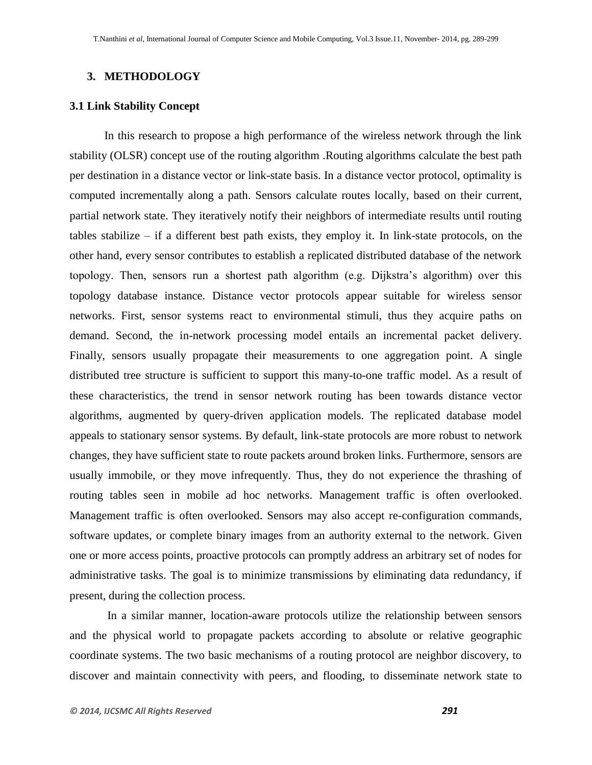## 3. METHODOLOGY

### 3.1 Link Stability Concept

In this research to propose a high performance of the wireless network through the link stability (OLSR) concept use of the routing algorithm .Routing algorithms calculate the best path per destination in a distance vector or link-state basis. In a distance vector protocol, optimality is computed incrementally along a path. Sensors calculate routes locally, based on their current, partial network state. They iteratively notify their neighbors of intermediate results until routing tables stabilize – if a different best path exists, they employ it. In link-state protocols, on the other hand, every sensor contributes to establish a replicated distributed database of the network topology. Then, sensors run a shortest path algorithm (e.g. Dijkstra's algorithm) over this topology database instance. Distance vector protocols appear suitable for wireless sensor networks. First, sensor systems react to environmental stimuli, thus they acquire paths on demand. Second, the in-network processing model entails an incremental packet delivery. Finally, sensors usually propagate their measurements to one aggregation point. A single distributed tree structure is sufficient to support this many-to-one traffic model. As a result of these characteristics, the trend in sensor network routing has been towards distance vector algorithms, augmented by query-driven application models. The replicated database model appeals to stationary sensor systems. By default, link-state protocols are more robust to network changes, they have sufficient state to route packets around broken links. Furthermore, sensors are usually immobile, or they move infrequently. Thus, they do not experience the thrashing of routing tables seen in mobile ad hoc networks. Management traffic is often overlooked. Management traffic is often overlooked. Sensors may also accept re-configuration commands, software updates, or complete binary images from an authority external to the network. Given one or more access points, proactive protocols can promptly address an arbitrary set of nodes for administrative tasks. The goal is to minimize transmissions by eliminating data redundancy, if present, during the collection process.

In a similar manner, location-aware protocols utilize the relationship between sensors and the physical world to propagate packets according to absolute or relative geographic coordinate systems. The two basic mechanisms of a routing protocol are neighbor discovery, to discover and maintain connectivity with peers, and flooding, to disseminate network state to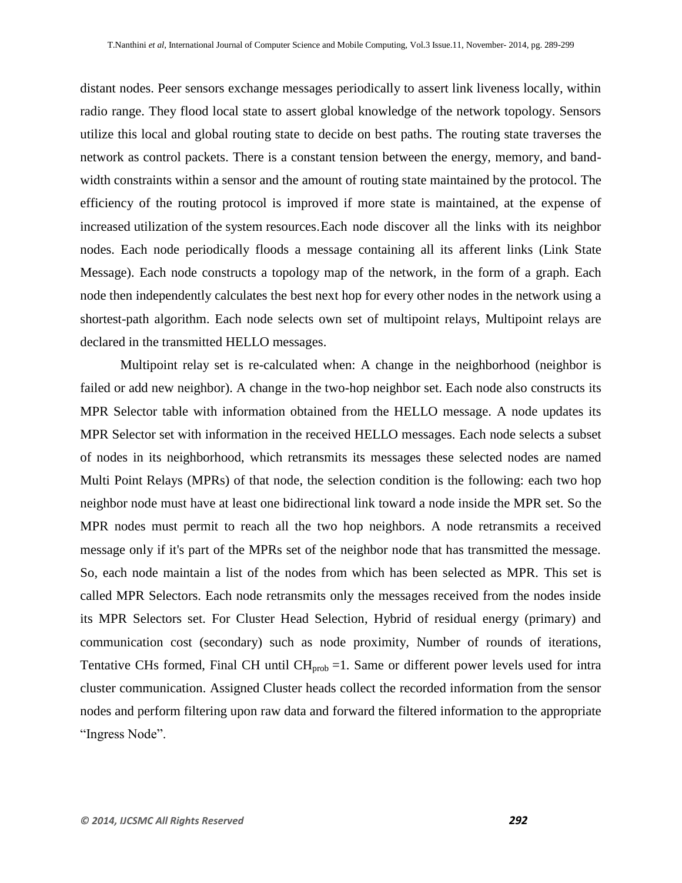distant nodes. Peer sensors exchange messages periodically to assert link liveness locally, within radio range. They flood local state to assert global knowledge of the network topology. Sensors utilize this local and global routing state to decide on best paths. The routing state traverses the network as control packets. There is a constant tension between the energy, memory, and band-width constraints within a sensor and the amount of routing state maintained by the protocol. The efficiency of the routing protocol is improved if more state is maintained, at the expense of increased utilization of the system resources. Each node discover all the links with its neighbor nodes. Each node periodically floods a message containing all its afferent links (Link State Message). Each node constructs a topology map of the network, in the form of a graph. Each node then independently calculates the best next hop for every other nodes in the network using a shortest-path algorithm. Each node selects own set of multipoint relays, Multipoint relays are declared in the transmitted HELLO messages.

Multipoint relay set is re-calculated when: A change in the neighborhood (neighbor is failed or add new neighbor). A change in the two-hop neighbor set. Each node also constructs its MPR Selector table with information obtained from the HELLO message. A node updates its MPR Selector set with information in the received HELLO messages. Each node selects a subset of nodes in its neighborhood, which retransmits its messages these selected nodes are named Multi Point Relays (MPRs) of that node, the selection condition is the following: each two hop neighbor node must have at least one bidirectional link toward a node inside the MPR set. So the MPR nodes must permit to reach all the two hop neighbors. A node retransmits a received message only if it's part of the MPRs set of the neighbor node that has transmitted the message. So, each node maintain a list of the nodes from which has been selected as MPR. This set is called MPR Selectors. Each node retransmits only the messages received from the nodes inside its MPR Selectors set. For Cluster Head Selection, Hybrid of residual energy (primary) and communication cost (secondary) such as node proximity, Number of rounds of iterations, Tentative CHs formed, Final CH until $CH_{prob} = 1$. Same or different power levels used for intra cluster communication. Assigned Cluster heads collect the recorded information from the sensor nodes and perform filtering upon raw data and forward the filtered information to the appropriate "Ingress Node".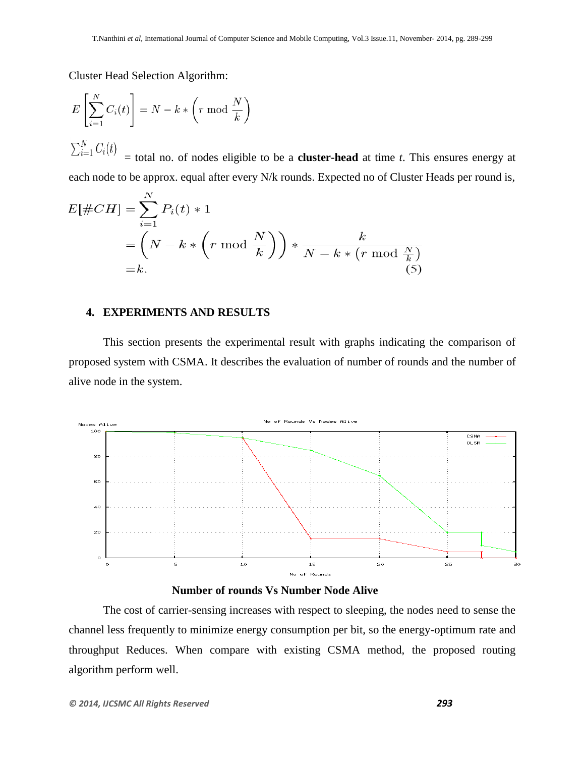Cluster Head Selection Algorithm:

$$E\left[\sum_{i=1}^{N} C_i(t)\right] = N - k * \left(r \bmod \frac{N}{k}\right)$$

$\sum_{i=1}^{N} C_i(t)$ = total no. of nodes eligible to be a **cluster-head** at time *t*. This ensures energy at each node to be approx. equal after every N/k rounds. Expected no of Cluster Heads per round is,

$$\begin{aligned} E[\#CH] &= \sum_{i=1}^{N} P_i(t) * 1 \\ &= \left(N - k * \left(r \bmod \frac{N}{k}\right)\right) * \frac{k}{N - k * \left(r \bmod \frac{N}{k}\right)} \\ &= k. \end{aligned} \tag{5}$$

## 4. EXPERIMENTS AND RESULTS

This section presents the experimental result with graphs indicating the comparison of proposed system with CSMA. It describes the evaluation of number of rounds and the number of alive node in the system.

**Number of rounds Vs Number Node Alive**

The cost of carrier-sensing increases with respect to sleeping, the nodes need to sense the channel less frequently to minimize energy consumption per bit, so the energy-optimum rate and throughput Reduces. When compare with existing CSMA method, the proposed routing algorithm perform well.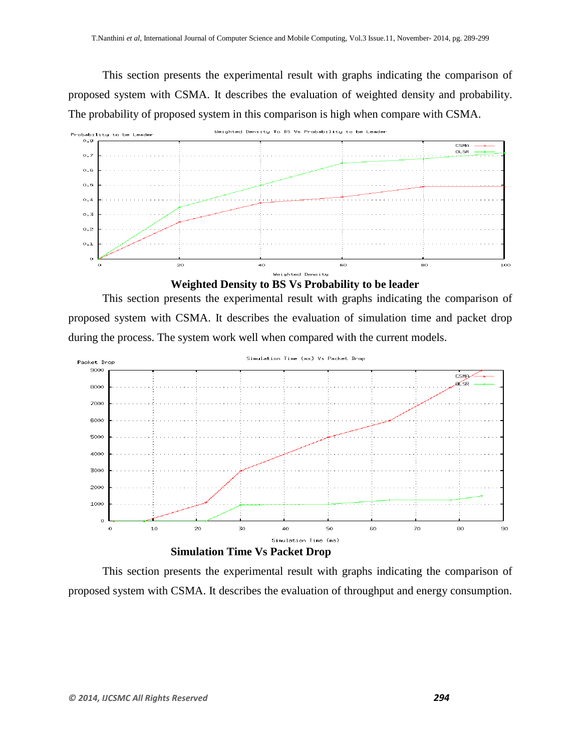This section presents the experimental result with graphs indicating the comparison of proposed system with CSMA. It describes the evaluation of weighted density and probability. The probability of proposed system in this comparison is high when compare with CSMA.

**Weighted Density to BS Vs Probability to be leader**

This section presents the experimental result with graphs indicating the comparison of proposed system with CSMA. It describes the evaluation of simulation time and packet drop during the process. The system work well when compared with the current models.

**Simulation Time Vs Packet Drop**

This section presents the experimental result with graphs indicating the comparison of proposed system with CSMA. It describes the evaluation of throughput and energy consumption.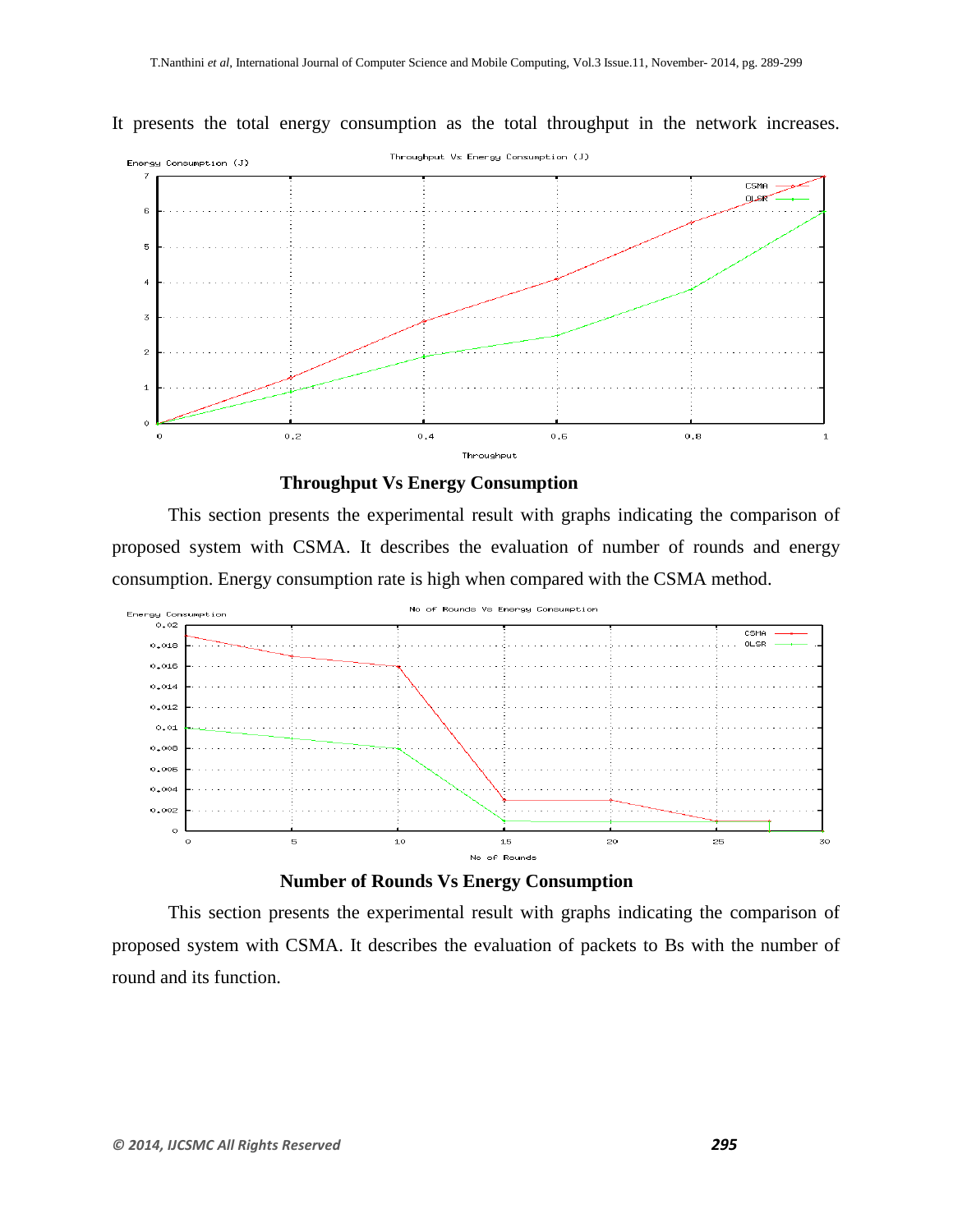It presents the total energy consumption as the total throughput in the network increases.

**Throughput Vs Energy Consumption**

This section presents the experimental result with graphs indicating the comparison of proposed system with CSMA. It describes the evaluation of number of rounds and energy consumption. Energy consumption rate is high when compared with the CSMA method.

**Number of Rounds Vs Energy Consumption**

This section presents the experimental result with graphs indicating the comparison of proposed system with CSMA. It describes the evaluation of packets to Bs with the number of round and its function.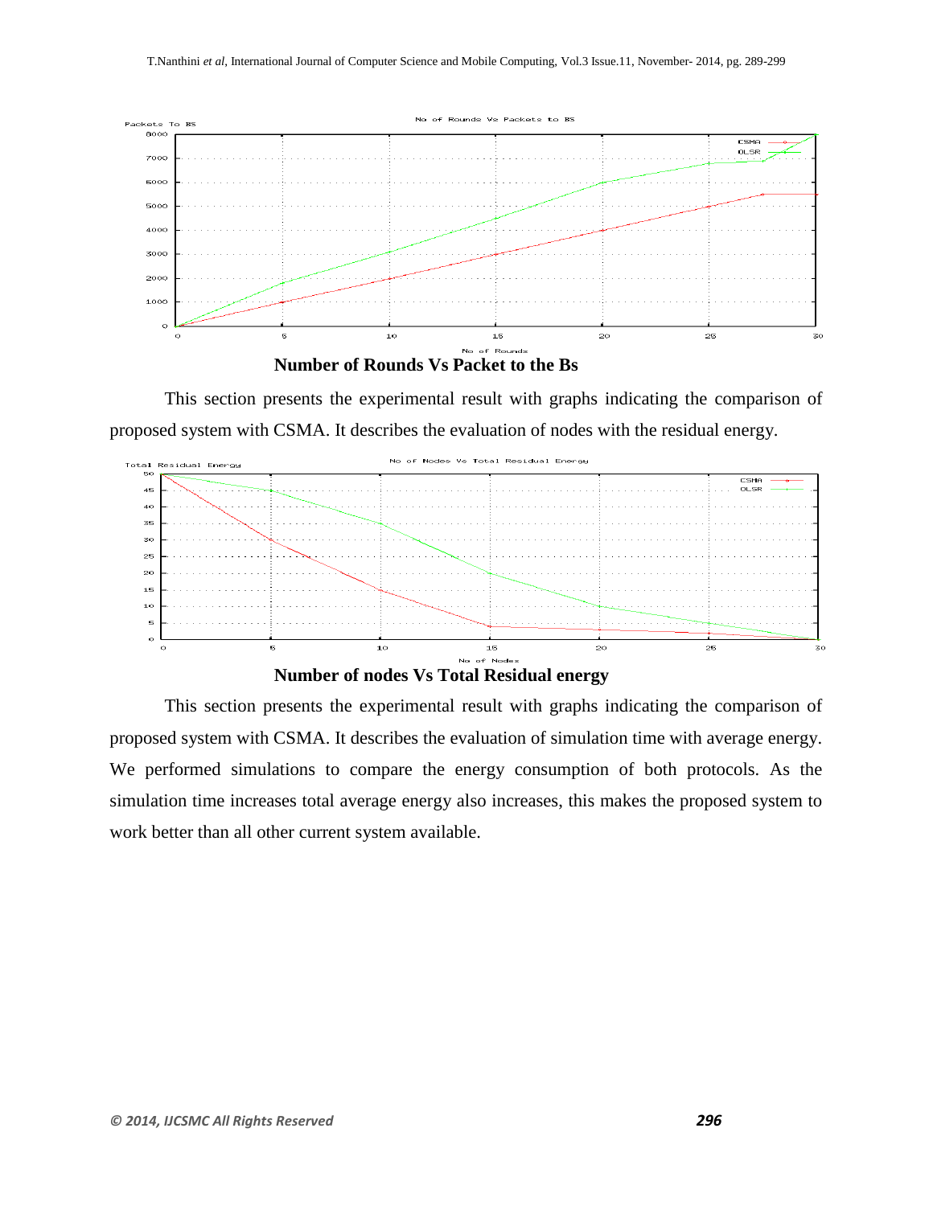**Number of Rounds Vs Packet to the Bs**

This section presents the experimental result with graphs indicating the comparison of proposed system with CSMA. It describes the evaluation of nodes with the residual energy.

**Number of nodes Vs Total Residual energy**

This section presents the experimental result with graphs indicating the comparison of proposed system with CSMA. It describes the evaluation of simulation time with average energy. We performed simulations to compare the energy consumption of both protocols. As the simulation time increases total average energy also increases, this makes the proposed system to work better than all other current system available.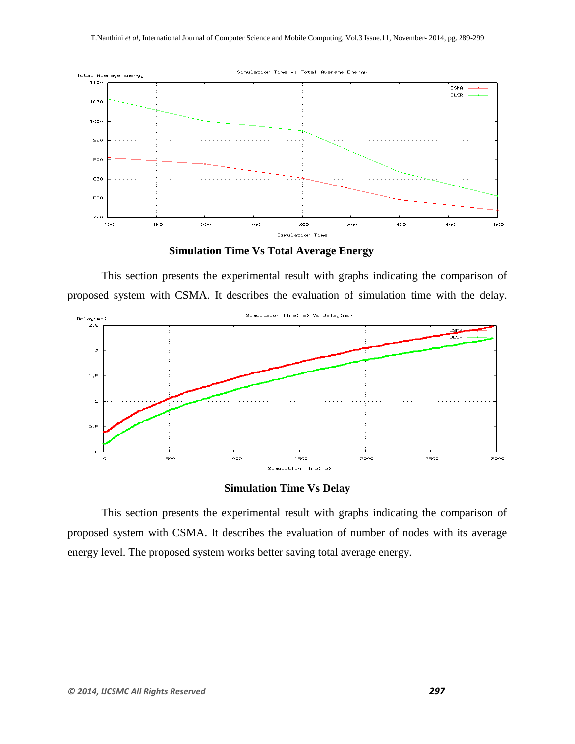**Simulation Time Vs Total Average Energy**

This section presents the experimental result with graphs indicating the comparison of proposed system with CSMA. It describes the evaluation of simulation time with the delay.

**Simulation Time Vs Delay**

This section presents the experimental result with graphs indicating the comparison of proposed system with CSMA. It describes the evaluation of number of nodes with its average energy level. The proposed system works better saving total average energy.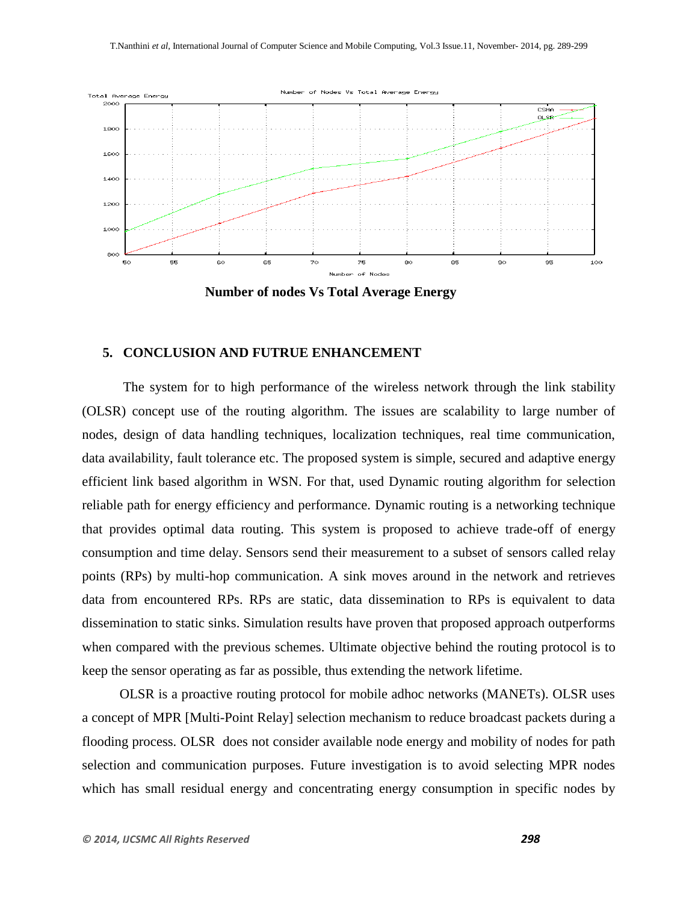**Number of nodes Vs Total Average Energy**

## 5. CONCLUSION AND FUTRUE ENHANCEMENT

The system for to high performance of the wireless network through the link stability (OLSR) concept use of the routing algorithm. The issues are scalability to large number of nodes, design of data handling techniques, localization techniques, real time communication, data availability, fault tolerance etc. The proposed system is simple, secured and adaptive energy efficient link based algorithm in WSN. For that, used Dynamic routing algorithm for selection reliable path for energy efficiency and performance. Dynamic routing is a networking technique that provides optimal data routing. This system is proposed to achieve trade-off of energy consumption and time delay. Sensors send their measurement to a subset of sensors called relay points (RPs) by multi-hop communication. A sink moves around in the network and retrieves data from encountered RPs. RPs are static, data dissemination to RPs is equivalent to data dissemination to static sinks. Simulation results have proven that proposed approach outperforms when compared with the previous schemes. Ultimate objective behind the routing protocol is to keep the sensor operating as far as possible, thus extending the network lifetime.

OLSR is a proactive routing protocol for mobile adhoc networks (MANETs). OLSR uses a concept of MPR [Multi-Point Relay] selection mechanism to reduce broadcast packets during a flooding process. OLSR does not consider available node energy and mobility of nodes for path selection and communication purposes. Future investigation is to avoid selecting MPR nodes which has small residual energy and concentrating energy consumption in specific nodes by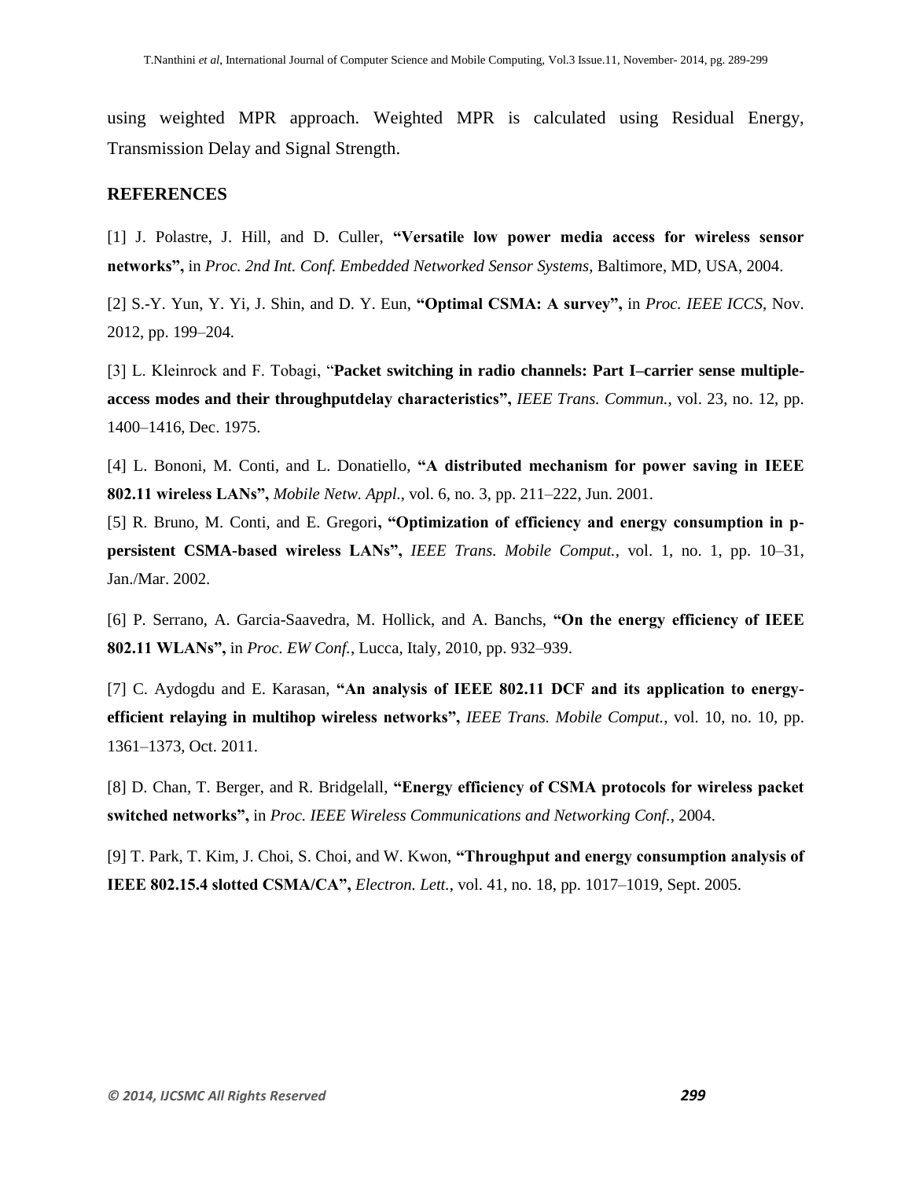using weighted MPR approach. Weighted MPR is calculated using Residual Energy, Transmission Delay and Signal Strength.

## REFERENCES

[1] J. Polastre, J. Hill, and D. Culler, **"Versatile low power media access for wireless sensor networks",** in *Proc. 2nd Int. Conf. Embedded Networked Sensor Systems*, Baltimore, MD, USA, 2004.

[2] S.-Y. Yun, Y. Yi, J. Shin, and D. Y. Eun, **"Optimal CSMA: A survey",** in *Proc. IEEE ICCS*, Nov. 2012, pp. 199–204.

[3] L. Kleinrock and F. Tobagi, "**Packet switching in radio channels: Part I–carrier sense multiple-access modes and their throughputdelay characteristics",** *IEEE Trans. Commun.*, vol. 23, no. 12, pp. 1400–1416, Dec. 1975.

[4] L. Bononi, M. Conti, and L. Donatiello, **"A distributed mechanism for power saving in IEEE 802.11 wireless LANs",** *Mobile Netw. Appl.*, vol. 6, no. 3, pp. 211–222, Jun. 2001.

[5] R. Bruno, M. Conti, and E. Gregori**, "Optimization of efficiency and energy consumption in p-persistent CSMA-based wireless LANs",** *IEEE Trans. Mobile Comput.*, vol. 1, no. 1, pp. 10–31, Jan./Mar. 2002.

[6] P. Serrano, A. Garcia-Saavedra, M. Hollick, and A. Banchs, **"On the energy efficiency of IEEE 802.11 WLANs",** in *Proc. EW Conf.*, Lucca, Italy, 2010, pp. 932–939.

[7] C. Aydogdu and E. Karasan, **"An analysis of IEEE 802.11 DCF and its application to energy-efficient relaying in multihop wireless networks",** *IEEE Trans. Mobile Comput.*, vol. 10, no. 10, pp. 1361–1373, Oct. 2011.

[8] D. Chan, T. Berger, and R. Bridgelall, **"Energy efficiency of CSMA protocols for wireless packet switched networks",** in *Proc. IEEE Wireless Communications and Networking Conf.*, 2004.

[9] T. Park, T. Kim, J. Choi, S. Choi, and W. Kwon, **"Throughput and energy consumption analysis of IEEE 802.15.4 slotted CSMA/CA",** *Electron. Lett.*, vol. 41, no. 18, pp. 1017–1019, Sept. 2005.